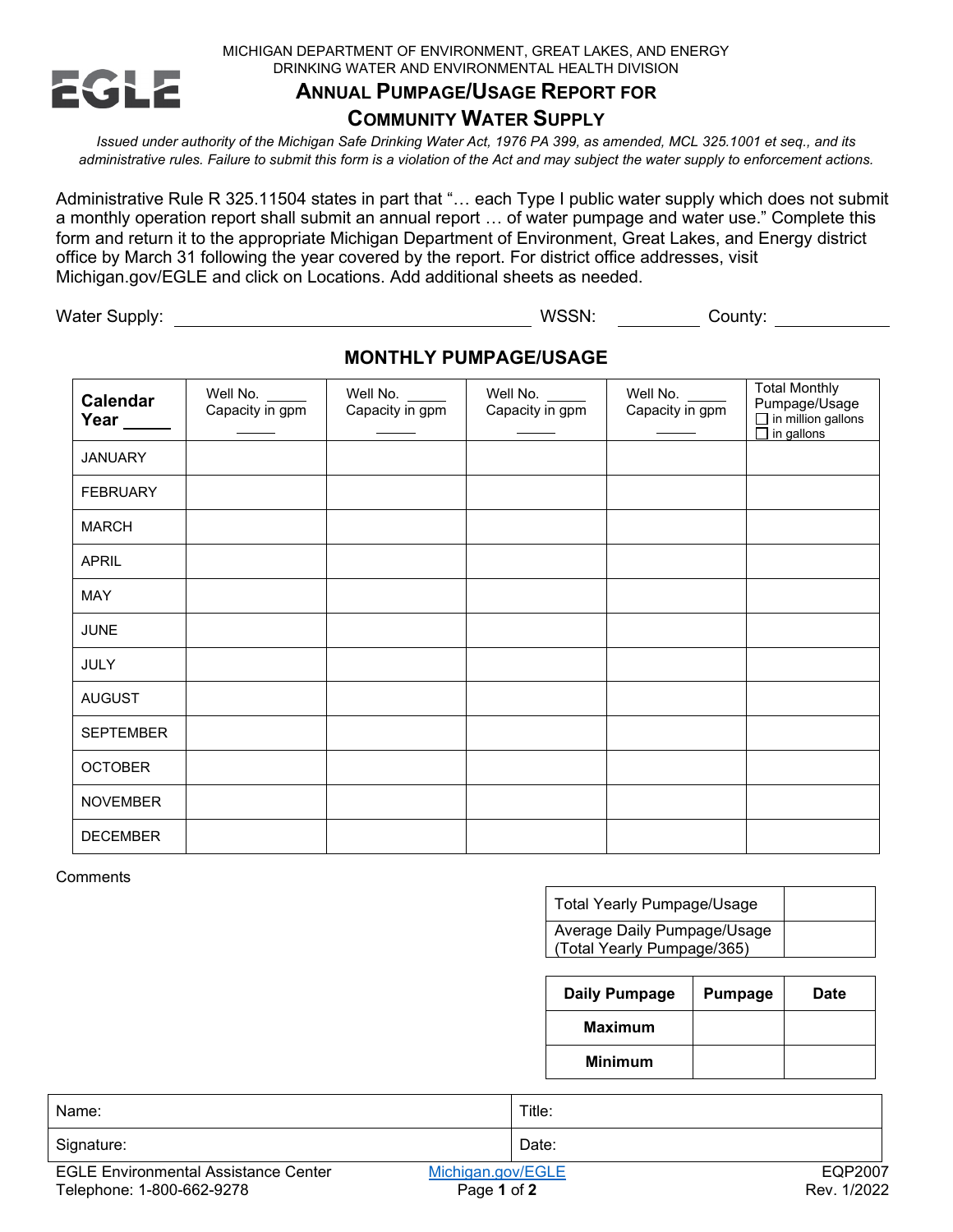MICHIGAN DEPARTMENT OF ENVIRONMENT, GREAT LAKES, AND ENERGY
DRINKING WATER AND ENVIRONMENTAL HEALTH DIVISION

EGLE

# ANNUAL PUMPAGE/USAGE REPORT FOR COMMUNITY WATER SUPPLY

*Issued under authority of the Michigan Safe Drinking Water Act, 1976 PA 399, as amended, MCL 325.1001 et seq., and its administrative rules. Failure to submit this form is a violation of the Act and may subject the water supply to enforcement actions.*

Administrative Rule R 325.11504 states in part that "… each Type I public water supply which does not submit a monthly operation report shall submit an annual report … of water pumpage and water use." Complete this form and return it to the appropriate Michigan Department of Environment, Great Lakes, and Energy district office by March 31 following the year covered by the report. For district office addresses, visit Michigan.gov/EGLE and click on Locations. Add additional sheets as needed.

Water Supply: ____________________ WSSN: __________ County: __________

## MONTHLY PUMPAGE/USAGE

| **Calendar Year** _____ | Well No. _____ Capacity in gpm _____ | Well No. _____ Capacity in gpm _____ | Well No. _____ Capacity in gpm _____ | Well No. _____ Capacity in gpm _____ | Total Monthly Pumpage/Usage ☐ in million gallons ☐ in gallons |
|---|---|---|---|---|---|
| JANUARY | | | | | |
| FEBRUARY | | | | | |
| MARCH | | | | | |
| APRIL | | | | | |
| MAY | | | | | |
| JUNE | | | | | |
| JULY | | | | | |
| AUGUST | | | | | |
| SEPTEMBER | | | | | |
| OCTOBER | | | | | |
| NOVEMBER | | | | | |
| DECEMBER | | | | | |

Comments

| | |
|---|---|
| Total Yearly Pumpage/Usage | |
| Average Daily Pumpage/Usage (Total Yearly Pumpage/365) | |

| **Daily Pumpage** | **Pumpage** | **Date** |
|---|---|---|
| **Maximum** | | |
| **Minimum** | | |

| | |
|---|---|
| Name: | Title: |
| Signature: | Date: |

EGLE Environmental Assistance Center
Telephone: 1-800-662-9278

Michigan.gov/EGLE

EQP2007
Rev. 1/2022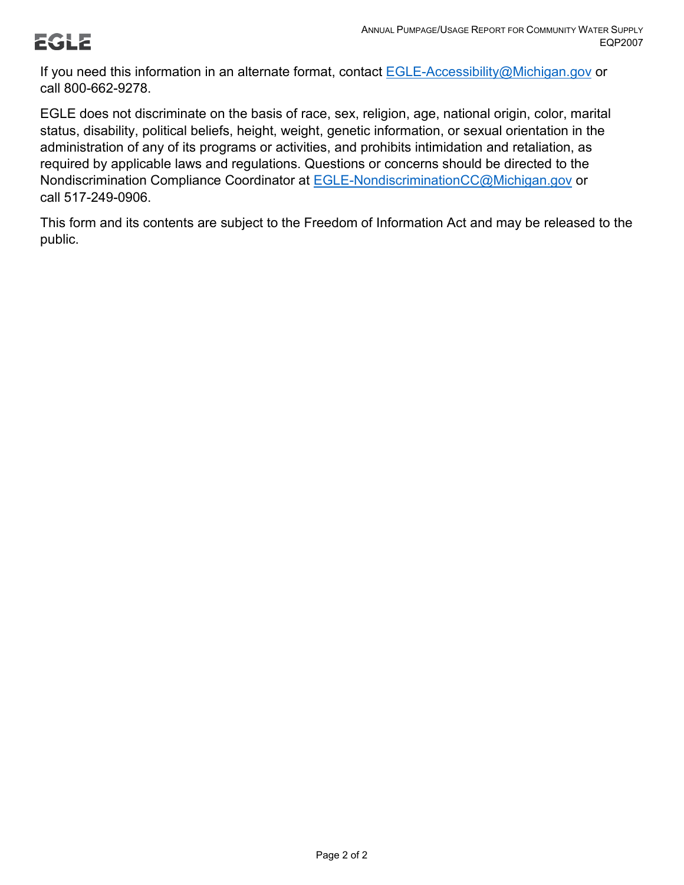If you need this information in an alternate format, contact EGLE-Accessibility@Michigan.gov or call 800-662-9278.

EGLE does not discriminate on the basis of race, sex, religion, age, national origin, color, marital status, disability, political beliefs, height, weight, genetic information, or sexual orientation in the administration of any of its programs or activities, and prohibits intimidation and retaliation, as required by applicable laws and regulations. Questions or concerns should be directed to the Nondiscrimination Compliance Coordinator at EGLE-NondiscriminationCC@Michigan.gov or call 517-249-0906.

This form and its contents are subject to the Freedom of Information Act and may be released to the public.